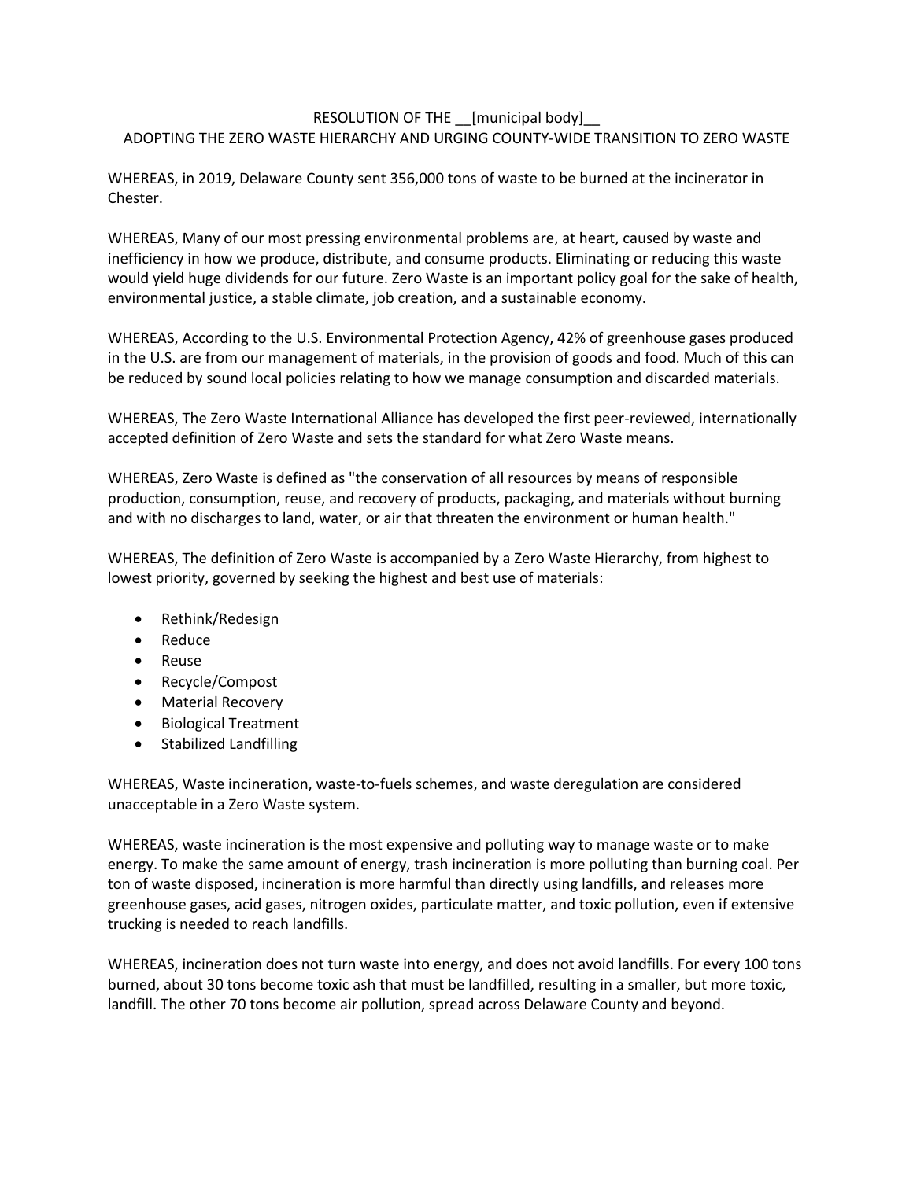# RESOLUTION OF THE __[municipal body]__
## ADOPTING THE ZERO WASTE HIERARCHY AND URGING COUNTY-WIDE TRANSITION TO ZERO WASTE

WHEREAS, in 2019, Delaware County sent 356,000 tons of waste to be burned at the incinerator in Chester.

WHEREAS, Many of our most pressing environmental problems are, at heart, caused by waste and inefficiency in how we produce, distribute, and consume products. Eliminating or reducing this waste would yield huge dividends for our future. Zero Waste is an important policy goal for the sake of health, environmental justice, a stable climate, job creation, and a sustainable economy.

WHEREAS, According to the U.S. Environmental Protection Agency, 42% of greenhouse gases produced in the U.S. are from our management of materials, in the provision of goods and food. Much of this can be reduced by sound local policies relating to how we manage consumption and discarded materials.

WHEREAS, The Zero Waste International Alliance has developed the first peer-reviewed, internationally accepted definition of Zero Waste and sets the standard for what Zero Waste means.

WHEREAS, Zero Waste is defined as "the conservation of all resources by means of responsible production, consumption, reuse, and recovery of products, packaging, and materials without burning and with no discharges to land, water, or air that threaten the environment or human health."

WHEREAS, The definition of Zero Waste is accompanied by a Zero Waste Hierarchy, from highest to lowest priority, governed by seeking the highest and best use of materials:

- Rethink/Redesign
- Reduce
- Reuse
- Recycle/Compost
- Material Recovery
- Biological Treatment
- Stabilized Landfilling

WHEREAS, Waste incineration, waste-to-fuels schemes, and waste deregulation are considered unacceptable in a Zero Waste system.

WHEREAS, waste incineration is the most expensive and polluting way to manage waste or to make energy. To make the same amount of energy, trash incineration is more polluting than burning coal. Per ton of waste disposed, incineration is more harmful than directly using landfills, and releases more greenhouse gases, acid gases, nitrogen oxides, particulate matter, and toxic pollution, even if extensive trucking is needed to reach landfills.

WHEREAS, incineration does not turn waste into energy, and does not avoid landfills. For every 100 tons burned, about 30 tons become toxic ash that must be landfilled, resulting in a smaller, but more toxic, landfill. The other 70 tons become air pollution, spread across Delaware County and beyond.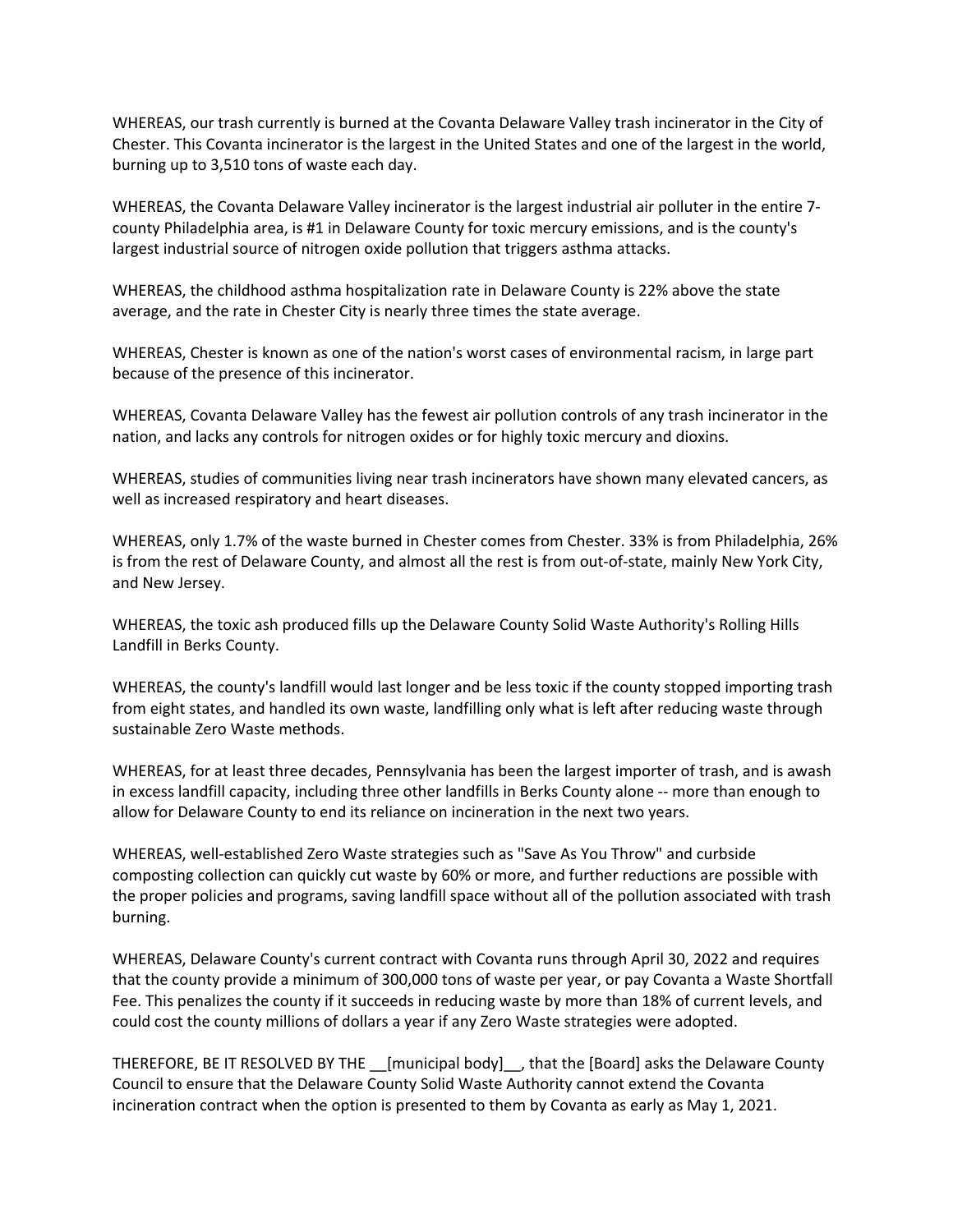WHEREAS, our trash currently is burned at the Covanta Delaware Valley trash incinerator in the City of Chester. This Covanta incinerator is the largest in the United States and one of the largest in the world, burning up to 3,510 tons of waste each day.

WHEREAS, the Covanta Delaware Valley incinerator is the largest industrial air polluter in the entire 7-county Philadelphia area, is #1 in Delaware County for toxic mercury emissions, and is the county's largest industrial source of nitrogen oxide pollution that triggers asthma attacks.

WHEREAS, the childhood asthma hospitalization rate in Delaware County is 22% above the state average, and the rate in Chester City is nearly three times the state average.

WHEREAS, Chester is known as one of the nation's worst cases of environmental racism, in large part because of the presence of this incinerator.

WHEREAS, Covanta Delaware Valley has the fewest air pollution controls of any trash incinerator in the nation, and lacks any controls for nitrogen oxides or for highly toxic mercury and dioxins.

WHEREAS, studies of communities living near trash incinerators have shown many elevated cancers, as well as increased respiratory and heart diseases.

WHEREAS, only 1.7% of the waste burned in Chester comes from Chester. 33% is from Philadelphia, 26% is from the rest of Delaware County, and almost all the rest is from out-of-state, mainly New York City, and New Jersey.

WHEREAS, the toxic ash produced fills up the Delaware County Solid Waste Authority's Rolling Hills Landfill in Berks County.

WHEREAS, the county's landfill would last longer and be less toxic if the county stopped importing trash from eight states, and handled its own waste, landfilling only what is left after reducing waste through sustainable Zero Waste methods.

WHEREAS, for at least three decades, Pennsylvania has been the largest importer of trash, and is awash in excess landfill capacity, including three other landfills in Berks County alone -- more than enough to allow for Delaware County to end its reliance on incineration in the next two years.

WHEREAS, well-established Zero Waste strategies such as "Save As You Throw" and curbside composting collection can quickly cut waste by 60% or more, and further reductions are possible with the proper policies and programs, saving landfill space without all of the pollution associated with trash burning.

WHEREAS, Delaware County's current contract with Covanta runs through April 30, 2022 and requires that the county provide a minimum of 300,000 tons of waste per year, or pay Covanta a Waste Shortfall Fee. This penalizes the county if it succeeds in reducing waste by more than 18% of current levels, and could cost the county millions of dollars a year if any Zero Waste strategies were adopted.

THEREFORE, BE IT RESOLVED BY THE __[municipal body]__, that the [Board] asks the Delaware County Council to ensure that the Delaware County Solid Waste Authority cannot extend the Covanta incineration contract when the option is presented to them by Covanta as early as May 1, 2021.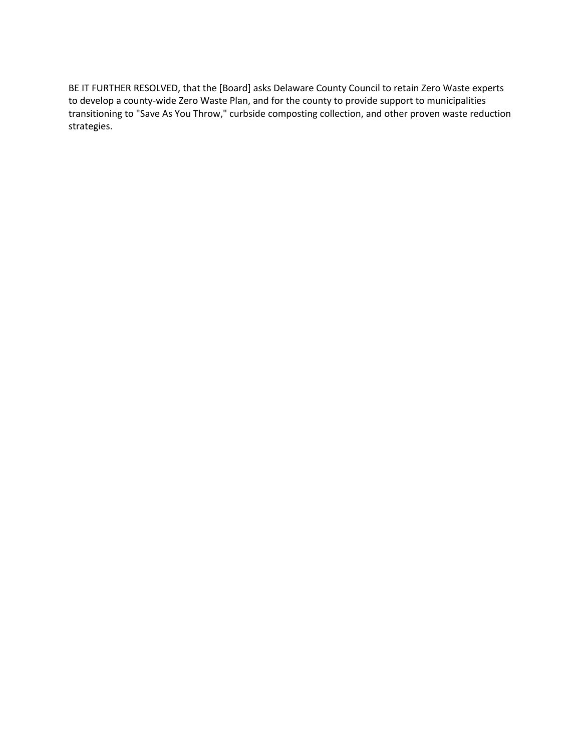BE IT FURTHER RESOLVED, that the [Board] asks Delaware County Council to retain Zero Waste experts to develop a county-wide Zero Waste Plan, and for the county to provide support to municipalities transitioning to "Save As You Throw," curbside composting collection, and other proven waste reduction strategies.